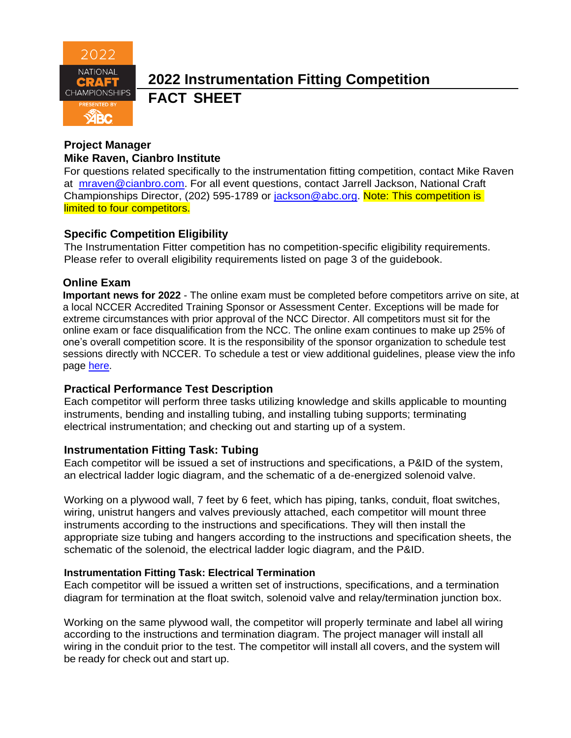# 2022 Instrumentation Fitting Competition

# FACT SHEET

**Project Manager**
**Mike Raven, Cianbro Institute**

For questions related specifically to the instrumentation fitting competition, contact Mike Raven at mraven@cianbro.com. For all event questions, contact Jarrell Jackson, National Craft Championships Director, (202) 595-1789 or jackson@abc.org. Note: This competition is limited to four competitors.

## Specific Competition Eligibility

The Instrumentation Fitter competition has no competition-specific eligibility requirements. Please refer to overall eligibility requirements listed on page 3 of the guidebook.

## Online Exam

**Important news for 2022** - The online exam must be completed before competitors arrive on site, at a local NCCER Accredited Training Sponsor or Assessment Center. Exceptions will be made for extreme circumstances with prior approval of the NCC Director. All competitors must sit for the online exam or face disqualification from the NCC. The online exam continues to make up 25% of one's overall competition score. It is the responsibility of the sponsor organization to schedule test sessions directly with NCCER. To schedule a test or view additional guidelines, please view the info page here.

## Practical Performance Test Description

Each competitor will perform three tasks utilizing knowledge and skills applicable to mounting instruments, bending and installing tubing, and installing tubing supports; terminating electrical instrumentation; and checking out and starting up of a system.

## Instrumentation Fitting Task: Tubing

Each competitor will be issued a set of instructions and specifications, a P&ID of the system, an electrical ladder logic diagram, and the schematic of a de-energized solenoid valve.

Working on a plywood wall, 7 feet by 6 feet, which has piping, tanks, conduit, float switches, wiring, unistrut hangers and valves previously attached, each competitor will mount three instruments according to the instructions and specifications. They will then install the appropriate size tubing and hangers according to the instructions and specification sheets, the schematic of the solenoid, the electrical ladder logic diagram, and the P&ID.

### Instrumentation Fitting Task: Electrical Termination

Each competitor will be issued a written set of instructions, specifications, and a termination diagram for termination at the float switch, solenoid valve and relay/termination junction box.

Working on the same plywood wall, the competitor will properly terminate and label all wiring according to the instructions and termination diagram. The project manager will install all wiring in the conduit prior to the test. The competitor will install all covers, and the system will be ready for check out and start up.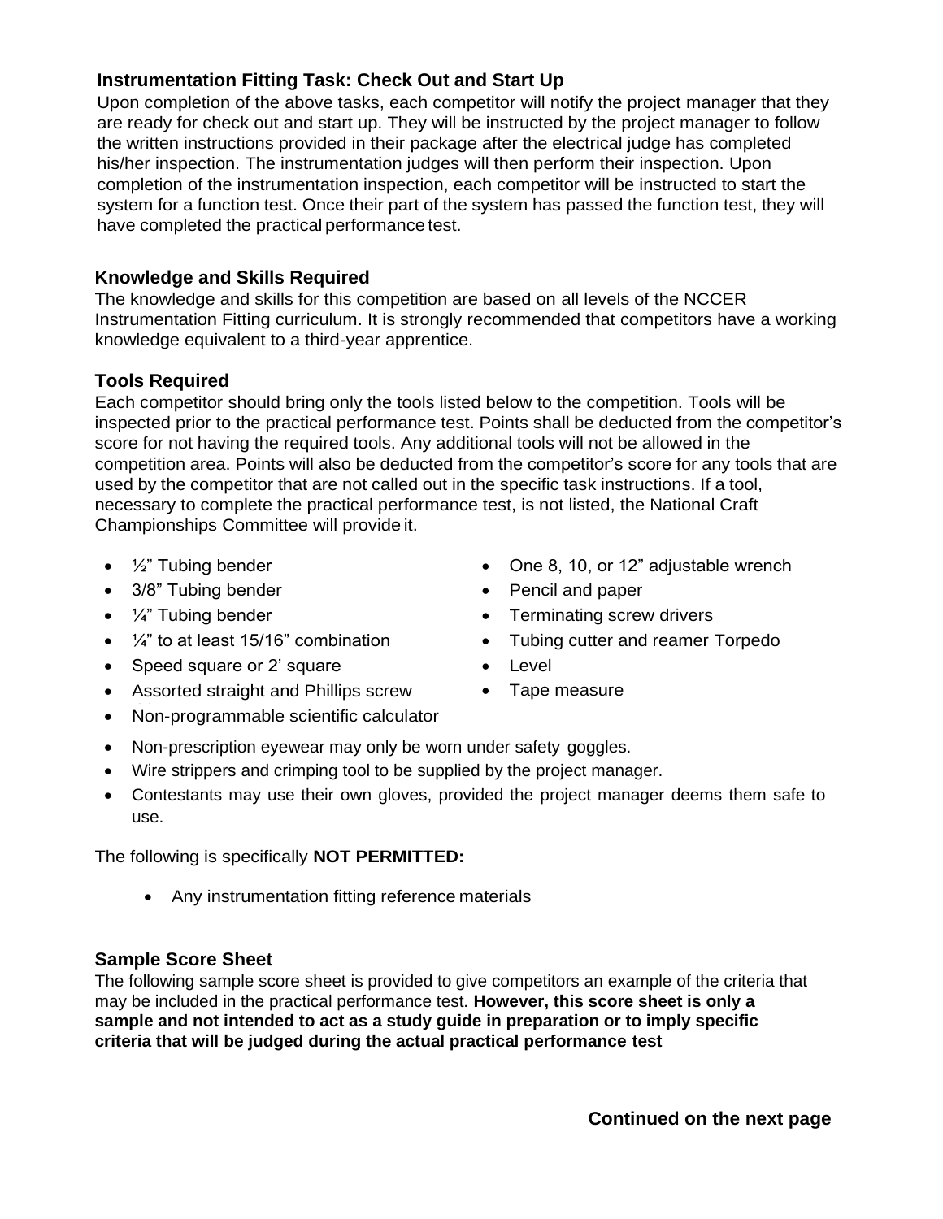### Instrumentation Fitting Task: Check Out and Start Up

Upon completion of the above tasks, each competitor will notify the project manager that they are ready for check out and start up. They will be instructed by the project manager to follow the written instructions provided in their package after the electrical judge has completed his/her inspection. The instrumentation judges will then perform their inspection. Upon completion of the instrumentation inspection, each competitor will be instructed to start the system for a function test. Once their part of the system has passed the function test, they will have completed the practical performance test.

### Knowledge and Skills Required

The knowledge and skills for this competition are based on all levels of the NCCER Instrumentation Fitting curriculum. It is strongly recommended that competitors have a working knowledge equivalent to a third-year apprentice.

### Tools Required

Each competitor should bring only the tools listed below to the competition. Tools will be inspected prior to the practical performance test. Points shall be deducted from the competitor's score for not having the required tools. Any additional tools will not be allowed in the competition area. Points will also be deducted from the competitor's score for any tools that are used by the competitor that are not called out in the specific task instructions. If a tool, necessary to complete the practical performance test, is not listed, the National Craft Championships Committee will provide it.

- ½" Tubing bender
- 3/8" Tubing bender
- ¼" Tubing bender
- ¼" to at least 15/16" combination
- Speed square or 2' square
- Assorted straight and Phillips screw
- Non-programmable scientific calculator
- One 8, 10, or 12" adjustable wrench
- Pencil and paper
- Terminating screw drivers
- Tubing cutter and reamer Torpedo
- Level
- Tape measure

- Non-prescription eyewear may only be worn under safety goggles.
- Wire strippers and crimping tool to be supplied by the project manager.
- Contestants may use their own gloves, provided the project manager deems them safe to use.

The following is specifically **NOT PERMITTED:**

- Any instrumentation fitting reference materials

### Sample Score Sheet

The following sample score sheet is provided to give competitors an example of the criteria that may be included in the practical performance test. **However, this score sheet is only a sample and not intended to act as a study guide in preparation or to imply specific criteria that will be judged during the actual practical performance test**

**Continued on the next page**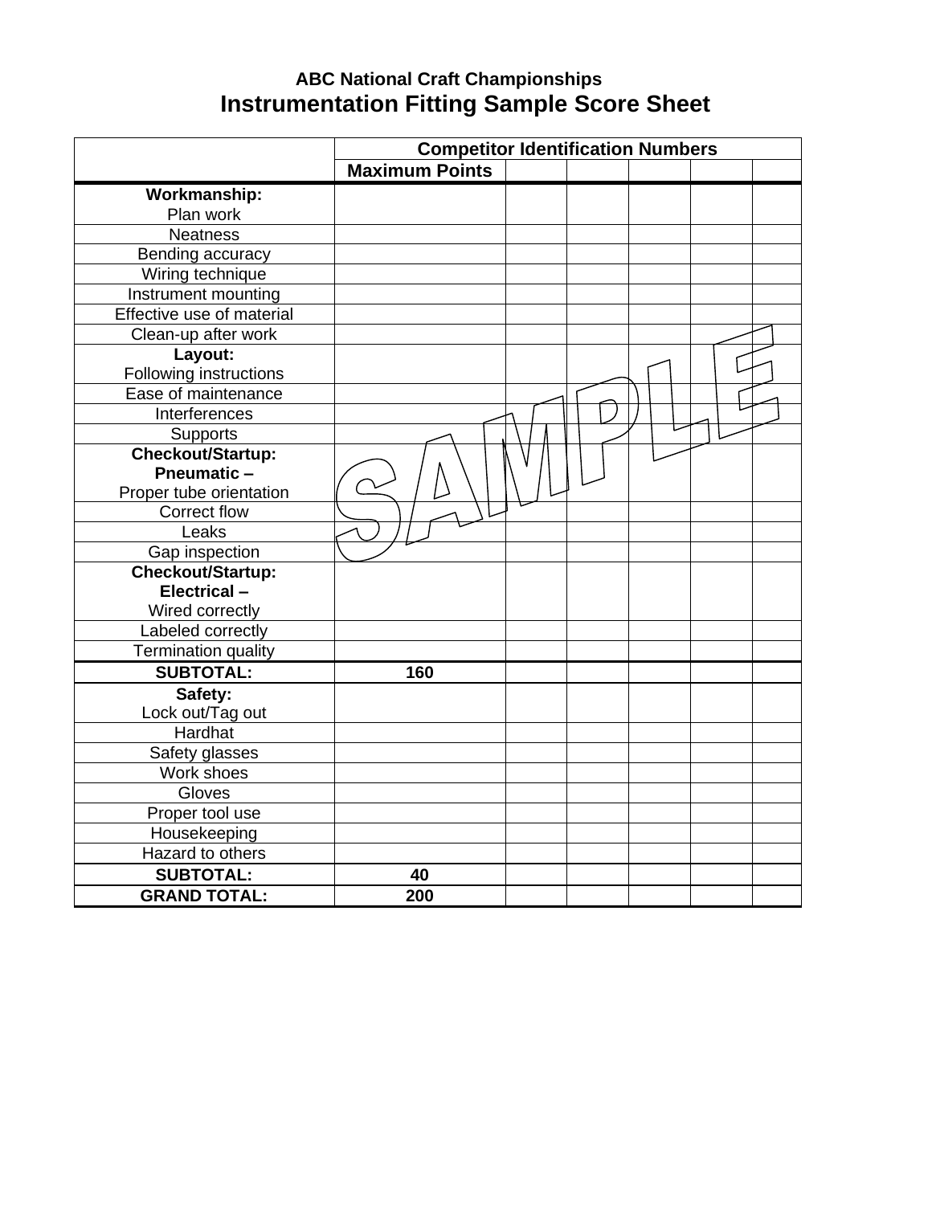### ABC National Craft Championships

# Instrumentation Fitting Sample Score Sheet

| | Competitor Identification Numbers | | | | | |
|---|---|---|---|---|---|---|
| | **Maximum Points** | | | | | |
| **Workmanship:** Plan work | | | | | | |
| Neatness | | | | | | |
| Bending accuracy | | | | | | |
| Wiring technique | | | | | | |
| Instrument mounting | | | | | | |
| Effective use of material | | | | | | |
| Clean-up after work | | | | | | |
| **Layout:** Following instructions | | | | | | |
| Ease of maintenance | | | | | | |
| Interferences | | | | | | |
| Supports | | | | | | |
| **Checkout/Startup: Pneumatic –** Proper tube orientation | | | | | | |
| Correct flow | | | | | | |
| Leaks | | | | | | |
| Gap inspection | | | | | | |
| **Checkout/Startup: Electrical –** Wired correctly | | | | | | |
| Labeled correctly | | | | | | |
| Termination quality | | | | | | |
| **SUBTOTAL:** | **160** | | | | | |
| **Safety:** Lock out/Tag out | | | | | | |
| Hardhat | | | | | | |
| Safety glasses | | | | | | |
| Work shoes | | | | | | |
| Gloves | | | | | | |
| Proper tool use | | | | | | |
| Housekeeping | | | | | | |
| Hazard to others | | | | | | |
| **SUBTOTAL:** | **40** | | | | | |
| **GRAND TOTAL:** | **200** | | | | | |

SAMPLE